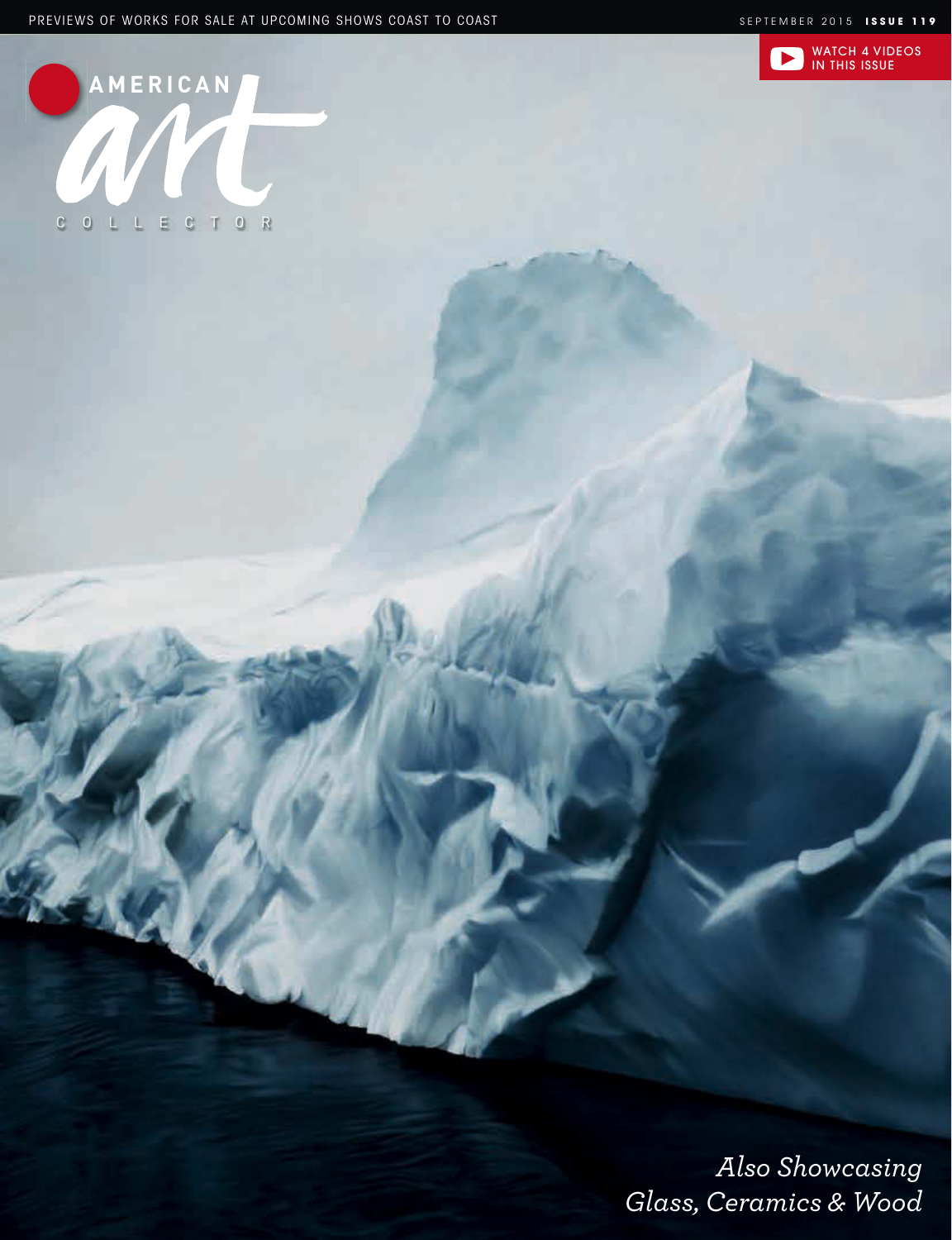PREVIEWS OF WORKS FOR SALE AT UPCOMING SHOWS COAST TO COAST

SEPTEMBER 2015 **ISSUE 119**

WATCH 4 VIDEOS IN THIS ISSUE

# AMERICAN art COLLECTOR

*Also Showcasing Glass, Ceramics & Wood*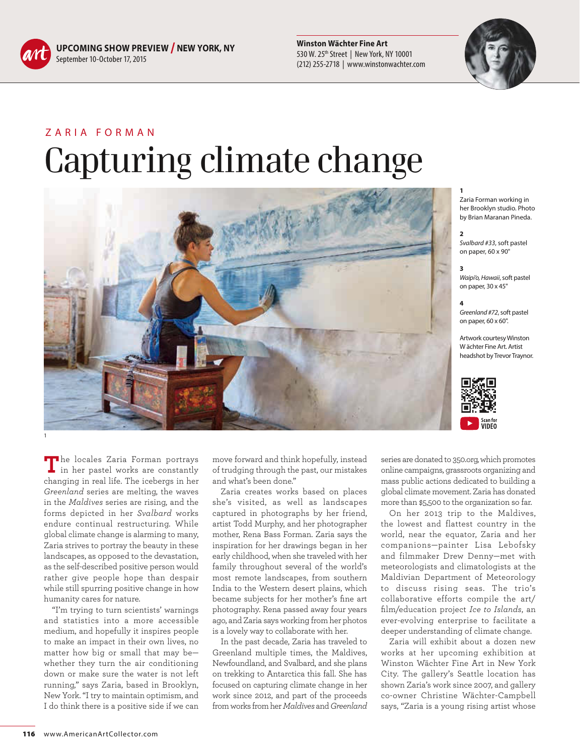**UPCOMING SHOW PREVIEW / NEW YORK, NY**
September 10-October 17, 2015

**Winston Wächter Fine Art**
530 W. 25th Street | New York, NY 10001
(212) 255-2718 | www.winstonwachter.com

ZARIA FORMAN

# Capturing climate change

1
Zaria Forman working in her Brooklyn studio. Photo by Brian Maranan Pineda.

2
*Svalbard #33*, soft pastel on paper, 60 x 90"

3
*Waipi'o, Hawaii*, soft pastel on paper, 30 x 45"

4
*Greenland #72*, soft pastel on paper, 60 x 60".

Artwork courtesy Winston Wächter Fine Art. Artist headshot by Trevor Traynor.

Scan for VIDEO

The locales Zaria Forman portrays in her pastel works are constantly changing in real life. The icebergs in her *Greenland* series are melting, the waves in the *Maldives* series are rising, and the forms depicted in her *Svalbard* works endure continual restructuring. While global climate change is alarming to many, Zaria strives to portray the beauty in these landscapes, as opposed to the devastation, as the self-described positive person would rather give people hope than despair while still spurring positive change in how humanity cares for nature.

"I'm trying to turn scientists' warnings and statistics into a more accessible medium, and hopefully it inspires people to make an impact in their own lives, no matter how big or small that may be—whether they turn the air conditioning down or make sure the water is not left running," says Zaria, based in Brooklyn, New York. "I try to maintain optimism, and I do think there is a positive side if we can move forward and think hopefully, instead of trudging through the past, our mistakes and what's been done."

Zaria creates works based on places she's visited, as well as landscapes captured in photographs by her friend, artist Todd Murphy, and her photographer mother, Rena Bass Forman. Zaria says the inspiration for her drawings began in her early childhood, when she traveled with her family throughout several of the world's most remote landscapes, from southern India to the Western desert plains, which became subjects for her mother's fine art photography. Rena passed away four years ago, and Zaria says working from her photos is a lovely way to collaborate with her.

In the past decade, Zaria has traveled to Greenland multiple times, the Maldives, Newfoundland, and Svalbard, and she plans on trekking to Antarctica this fall. She has focused on capturing climate change in her work since 2012, and part of the proceeds from works from her *Maldives* and *Greenland* series are donated to 350.org, which promotes online campaigns, grassroots organizing and mass public actions dedicated to building a global climate movement. Zaria has donated more than $5,500 to the organization so far.

On her 2013 trip to the Maldives, the lowest and flattest country in the world, near the equator, Zaria and her companions—painter Lisa Lebofsky and filmmaker Drew Denny—met with meteorologists and climatologists at the Maldivian Department of Meteorology to discuss rising seas. The trio's collaborative efforts compile the art/film/education project *Ice to Islands*, an ever-evolving enterprise to facilitate a deeper understanding of climate change.

Zaria will exhibit about a dozen new works at her upcoming exhibition at Winston Wächter Fine Art in New York City. The gallery's Seattle location has shown Zaria's work since 2007, and gallery co-owner Christine Wächter-Campbell says, "Zaria is a young rising artist whose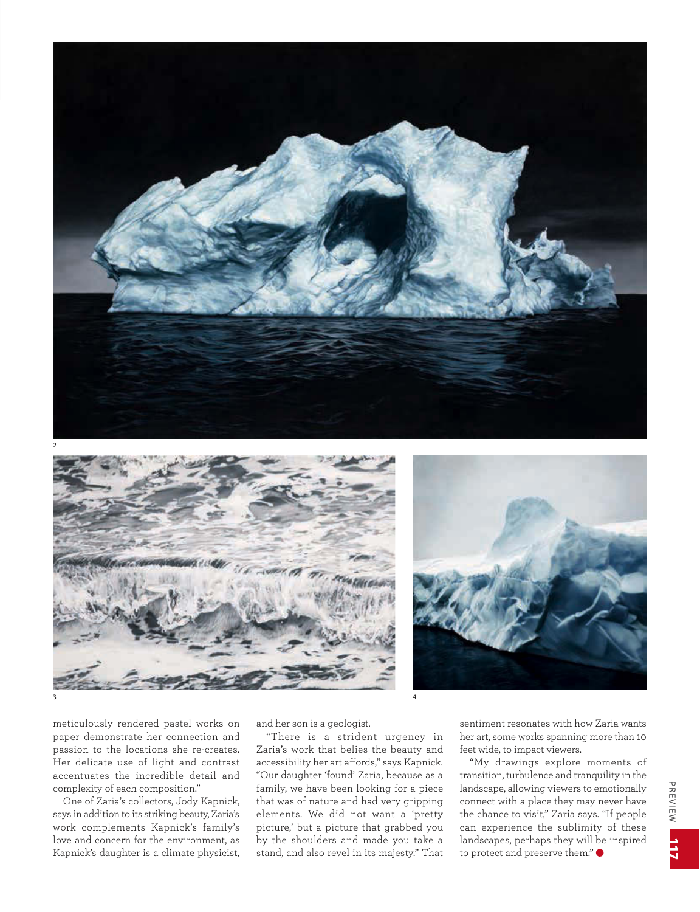2

3

4

meticulously rendered pastel works on paper demonstrate her connection and passion to the locations she re-creates. Her delicate use of light and contrast accentuates the incredible detail and complexity of each composition."

One of Zaria's collectors, Jody Kapnick, says in addition to its striking beauty, Zaria's work complements Kapnick's family's love and concern for the environment, as Kapnick's daughter is a climate physicist, and her son is a geologist.

"There is a strident urgency in Zaria's work that belies the beauty and accessibility her art affords," says Kapnick. "Our daughter 'found' Zaria, because as a family, we have been looking for a piece that was of nature and had very gripping elements. We did not want a 'pretty picture,' but a picture that grabbed you by the shoulders and made you take a stand, and also revel in its majesty." That sentiment resonates with how Zaria wants her art, some works spanning more than 10 feet wide, to impact viewers.

"My drawings explore moments of transition, turbulence and tranquility in the landscape, allowing viewers to emotionally connect with a place they may never have the chance to visit," Zaria says. "If people can experience the sublimity of these landscapes, perhaps they will be inspired to protect and preserve them." ●